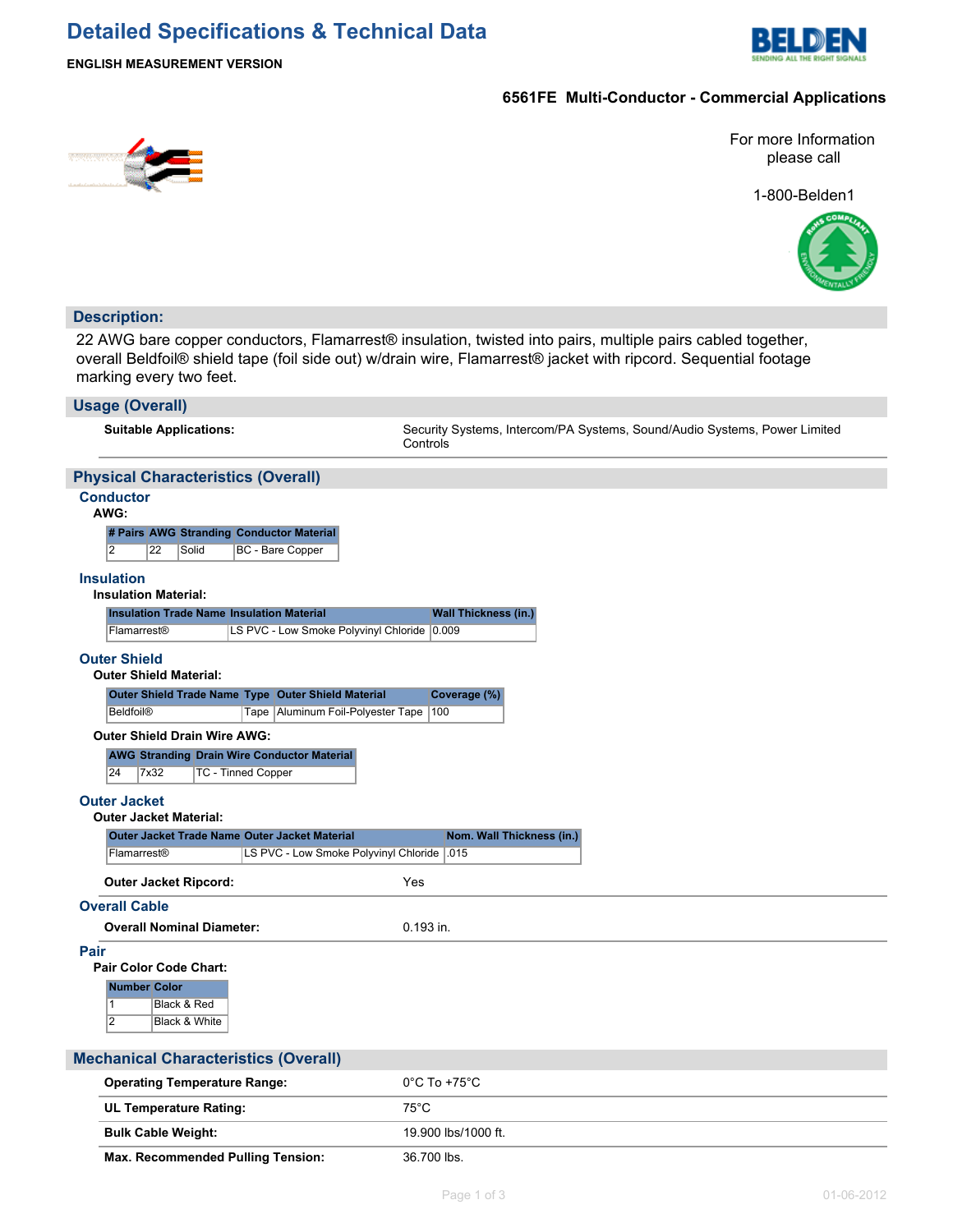# Detailed Specifications & Technical Data

**ENGLISH MEASUREMENT VERSION**

## 6561FE Multi-Conductor - Commercial Applications

For more Information please call

1-800-Belden1

## Description:

22 AWG bare copper conductors, Flamarrest® insulation, twisted into pairs, multiple pairs cabled together, overall Beldfoil® shield tape (foil side out) w/drain wire, Flamarrest® jacket with ripcord. Sequential footage marking every two feet.

## Usage (Overall)

**Suitable Applications:** Security Systems, Intercom/PA Systems, Sound/Audio Systems, Power Limited Controls

## Physical Characteristics (Overall)

### Conductor

**AWG:**

| # Pairs | AWG | Stranding | Conductor Material |
|---|---|---|---|
| 2 | 22 | Solid | BC - Bare Copper |

### Insulation

**Insulation Material:**

| Insulation Trade Name | Insulation Material | Wall Thickness (in.) |
|---|---|---|
| Flamarrest® | LS PVC - Low Smoke Polyvinyl Chloride | 0.009 |

### Outer Shield

**Outer Shield Material:**

| Outer Shield Trade Name | Type | Outer Shield Material | Coverage (%) |
|---|---|---|---|
| Beldfoil® | Tape | Aluminum Foil-Polyester Tape | 100 |

**Outer Shield Drain Wire AWG:**

| AWG | Stranding | Drain Wire Conductor Material |
|---|---|---|
| 24 | 7x32 | TC - Tinned Copper |

### Outer Jacket

**Outer Jacket Material:**

| Outer Jacket Trade Name | Outer Jacket Material | Nom. Wall Thickness (in.) |
|---|---|---|
| Flamarrest® | LS PVC - Low Smoke Polyvinyl Chloride | .015 |

**Outer Jacket Ripcord:** Yes

### Overall Cable

**Overall Nominal Diameter:** 0.193 in.

### Pair

**Pair Color Code Chart:**

| Number | Color |
|---|---|
| 1 | Black & Red |
| 2 | Black & White |

## Mechanical Characteristics (Overall)

**Operating Temperature Range:** 0°C To +75°C

**UL Temperature Rating:** 75°C

**Bulk Cable Weight:** 19.900 lbs/1000 ft.

**Max. Recommended Pulling Tension:** 36.700 lbs.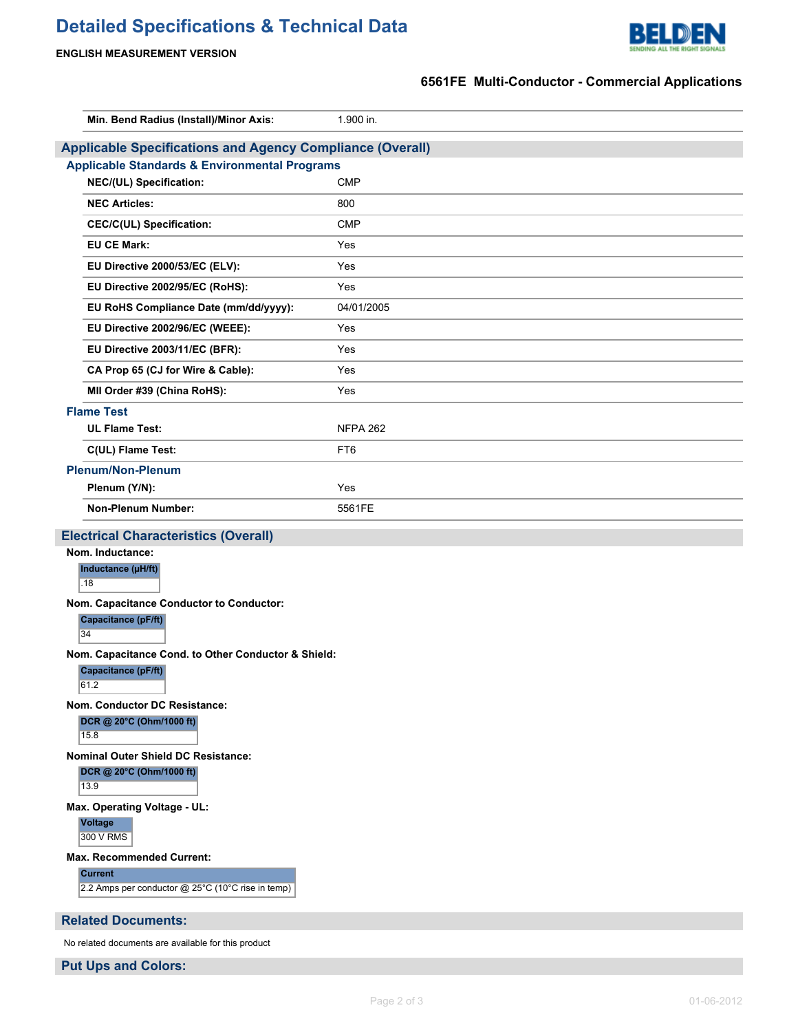| | |
|---|---|
| **Min. Bend Radius (Install)/Minor Axis:** | 1.900 in. |

## Applicable Specifications and Agency Compliance (Overall)

### Applicable Standards & Environmental Programs

| | |
|---|---|
| **NEC/(UL) Specification:** | CMP |
| **NEC Articles:** | 800 |
| **CEC/C(UL) Specification:** | CMP |
| **EU CE Mark:** | Yes |
| **EU Directive 2000/53/EC (ELV):** | Yes |
| **EU Directive 2002/95/EC (RoHS):** | Yes |
| **EU RoHS Compliance Date (mm/dd/yyyy):** | 04/01/2005 |
| **EU Directive 2002/96/EC (WEEE):** | Yes |
| **EU Directive 2003/11/EC (BFR):** | Yes |
| **CA Prop 65 (CJ for Wire & Cable):** | Yes |
| **MII Order #39 (China RoHS):** | Yes |

### Flame Test

| | |
|---|---|
| **UL Flame Test:** | NFPA 262 |
| **C(UL) Flame Test:** | FT6 |

### Plenum/Non-Plenum

| | |
|---|---|
| **Plenum (Y/N):** | Yes |
| **Non-Plenum Number:** | 5561FE |

## Electrical Characteristics (Overall)

**Nom. Inductance:**

| Inductance (µH/ft) |
|---|
| .18 |

**Nom. Capacitance Conductor to Conductor:**

| Capacitance (pF/ft) |
|---|
| 34 |

**Nom. Capacitance Cond. to Other Conductor & Shield:**

| Capacitance (pF/ft) |
|---|
| 61.2 |

**Nom. Conductor DC Resistance:**

| DCR @ 20°C (Ohm/1000 ft) |
|---|
| 15.8 |

**Nominal Outer Shield DC Resistance:**

| DCR @ 20°C (Ohm/1000 ft) |
|---|
| 13.9 |

**Max. Operating Voltage - UL:**

| Voltage |
|---|
| 300 V RMS |

**Max. Recommended Current:**

| Current |
|---|
| 2.2 Amps per conductor @ 25°C (10°C rise in temp) |

## Related Documents:

No related documents are available for this product

## Put Ups and Colors: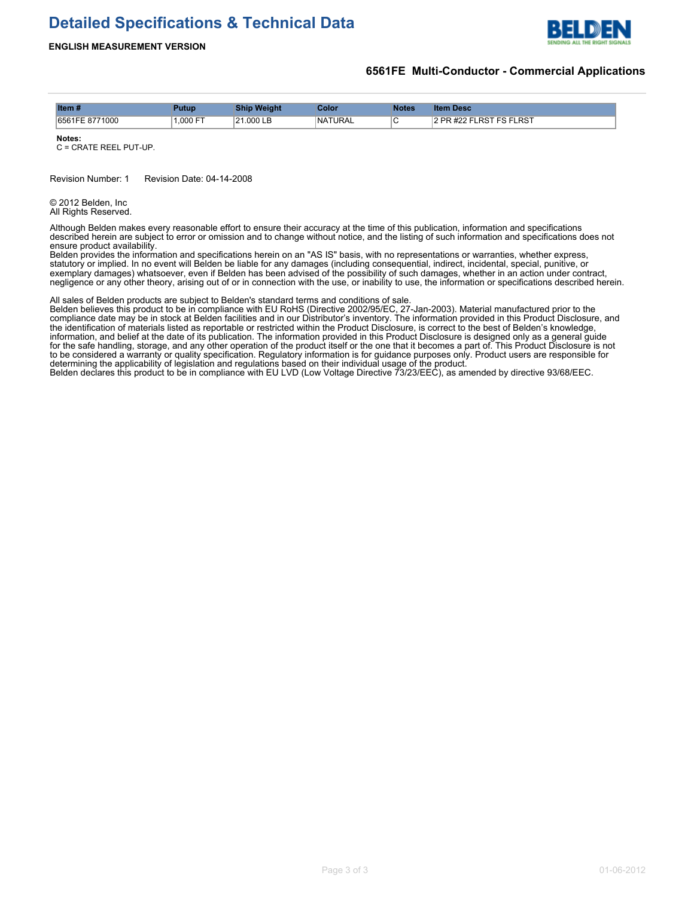# Detailed Specifications & Technical Data

**ENGLISH MEASUREMENT VERSION**

## 6561FE Multi-Conductor - Commercial Applications

| Item # | Putup | Ship Weight | Color | Notes | Item Desc |
|---|---|---|---|---|---|
| 6561FE 8771000 | 1,000 FT | 21.000 LB | NATURAL | C | 2 PR #22 FLRST FS FLRST |

**Notes:**
C = CRATE REEL PUT-UP.

Revision Number: 1 Revision Date: 04-14-2008

© 2012 Belden, Inc
All Rights Reserved.

Although Belden makes every reasonable effort to ensure their accuracy at the time of this publication, information and specifications described herein are subject to error or omission and to change without notice, and the listing of such information and specifications does not ensure product availability.
Belden provides the information and specifications herein on an "AS IS" basis, with no representations or warranties, whether express, statutory or implied. In no event will Belden be liable for any damages (including consequential, indirect, incidental, special, punitive, or exemplary damages) whatsoever, even if Belden has been advised of the possibility of such damages, whether in an action under contract, negligence or any other theory, arising out of or in connection with the use, or inability to use, the information or specifications described herein.

All sales of Belden products are subject to Belden's standard terms and conditions of sale.
Belden believes this product to be in compliance with EU RoHS (Directive 2002/95/EC, 27-Jan-2003). Material manufactured prior to the compliance date may be in stock at Belden facilities and in our Distributor's inventory. The information provided in this Product Disclosure, and the identification of materials listed as reportable or restricted within the Product Disclosure, is correct to the best of Belden's knowledge, information, and belief at the date of its publication. The information provided in this Product Disclosure is designed only as a general guide for the safe handling, storage, and any other operation of the product itself or the one that it becomes a part of. This Product Disclosure is not to be considered a warranty or quality specification. Regulatory information is for guidance purposes only. Product users are responsible for determining the applicability of legislation and regulations based on their individual usage of the product.
Belden declares this product to be in compliance with EU LVD (Low Voltage Directive 73/23/EEC), as amended by directive 93/68/EEC.